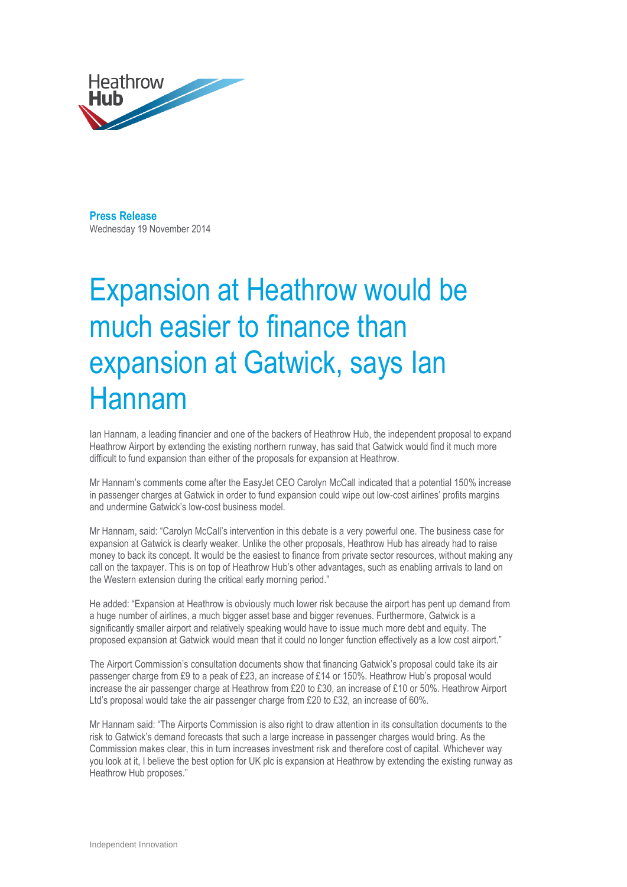Heathrow Hub

**Press Release**
Wednesday 19 November 2014

# Expansion at Heathrow would be much easier to finance than expansion at Gatwick, says Ian Hannam

Ian Hannam, a leading financier and one of the backers of Heathrow Hub, the independent proposal to expand Heathrow Airport by extending the existing northern runway, has said that Gatwick would find it much more difficult to fund expansion than either of the proposals for expansion at Heathrow.

Mr Hannam's comments come after the EasyJet CEO Carolyn McCall indicated that a potential 150% increase in passenger charges at Gatwick in order to fund expansion could wipe out low-cost airlines' profits margins and undermine Gatwick's low-cost business model.

Mr Hannam, said: "Carolyn McCall's intervention in this debate is a very powerful one. The business case for expansion at Gatwick is clearly weaker. Unlike the other proposals, Heathrow Hub has already had to raise money to back its concept. It would be the easiest to finance from private sector resources, without making any call on the taxpayer. This is on top of Heathrow Hub's other advantages, such as enabling arrivals to land on the Western extension during the critical early morning period."

He added: "Expansion at Heathrow is obviously much lower risk because the airport has pent up demand from a huge number of airlines, a much bigger asset base and bigger revenues. Furthermore, Gatwick is a significantly smaller airport and relatively speaking would have to issue much more debt and equity. The proposed expansion at Gatwick would mean that it could no longer function effectively as a low cost airport."

The Airport Commission's consultation documents show that financing Gatwick's proposal could take its air passenger charge from £9 to a peak of £23, an increase of £14 or 150%. Heathrow Hub's proposal would increase the air passenger charge at Heathrow from £20 to £30, an increase of £10 or 50%. Heathrow Airport Ltd's proposal would take the air passenger charge from £20 to £32, an increase of 60%.

Mr Hannam said: "The Airports Commission is also right to draw attention in its consultation documents to the risk to Gatwick's demand forecasts that such a large increase in passenger charges would bring. As the Commission makes clear, this in turn increases investment risk and therefore cost of capital. Whichever way you look at it, I believe the best option for UK plc is expansion at Heathrow by extending the existing runway as Heathrow Hub proposes."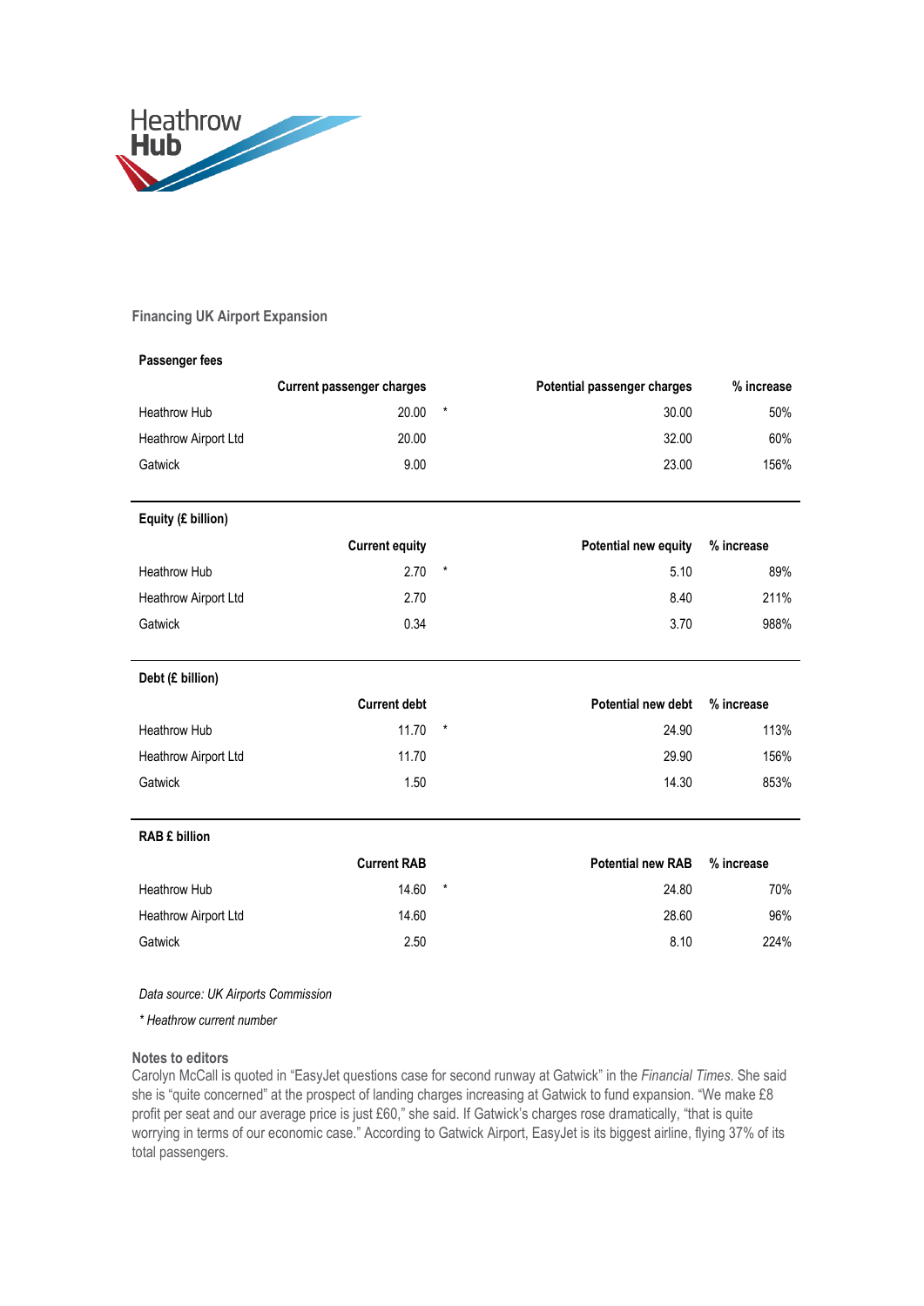Heathrow Hub

## Financing UK Airport Expansion

**Passenger fees**

| | Current passenger charges | | Potential passenger charges | % increase |
|---|---|---|---|---|
| Heathrow Hub | 20.00 | * | 30.00 | 50% |
| Heathrow Airport Ltd | 20.00 | | 32.00 | 60% |
| Gatwick | 9.00 | | 23.00 | 156% |

**Equity (£ billion)**

| | Current equity | | Potential new equity | % increase |
|---|---|---|---|---|
| Heathrow Hub | 2.70 | * | 5.10 | 89% |
| Heathrow Airport Ltd | 2.70 | | 8.40 | 211% |
| Gatwick | 0.34 | | 3.70 | 988% |

**Debt (£ billion)**

| | Current debt | | Potential new debt | % increase |
|---|---|---|---|---|
| Heathrow Hub | 11.70 | * | 24.90 | 113% |
| Heathrow Airport Ltd | 11.70 | | 29.90 | 156% |
| Gatwick | 1.50 | | 14.30 | 853% |

**RAB £ billion**

| | Current RAB | | Potential new RAB | % increase |
|---|---|---|---|---|
| Heathrow Hub | 14.60 | * | 24.80 | 70% |
| Heathrow Airport Ltd | 14.60 | | 28.60 | 96% |
| Gatwick | 2.50 | | 8.10 | 224% |

*Data source: UK Airports Commission*

*\* Heathrow current number*

**Notes to editors**

Carolyn McCall is quoted in "EasyJet questions case for second runway at Gatwick" in the *Financial Times*. She said she is "quite concerned" at the prospect of landing charges increasing at Gatwick to fund expansion. "We make £8 profit per seat and our average price is just £60," she said. If Gatwick's charges rose dramatically, "that is quite worrying in terms of our economic case." According to Gatwick Airport, EasyJet is its biggest airline, flying 37% of its total passengers.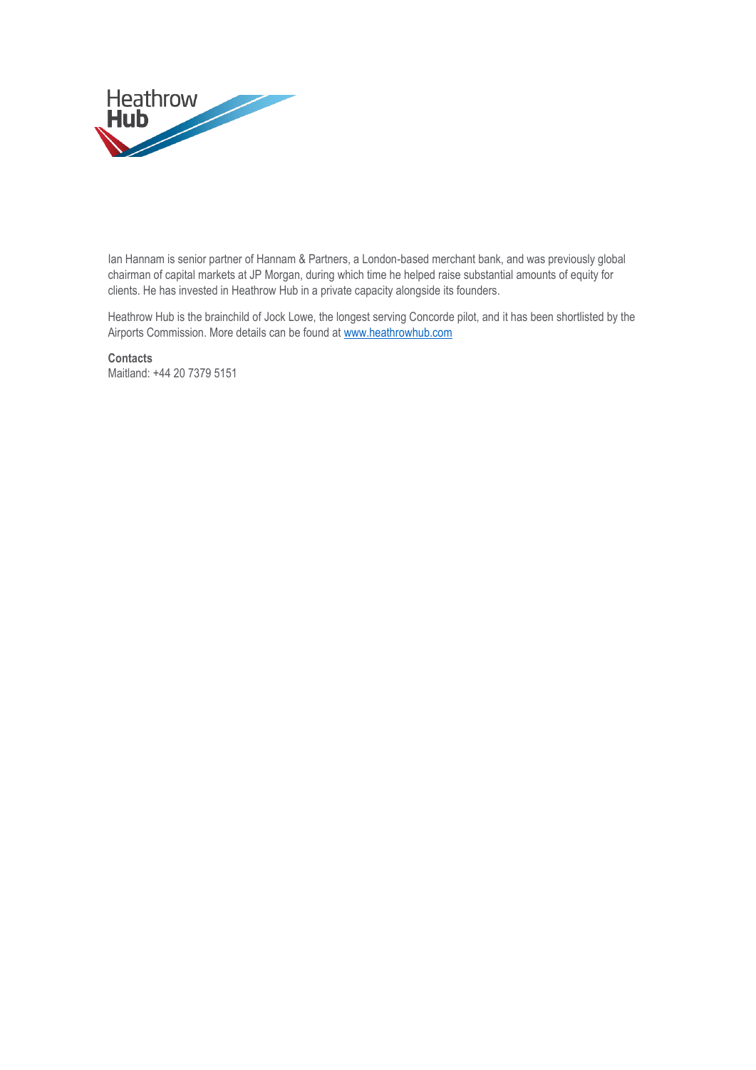Ian Hannam is senior partner of Hannam & Partners, a London-based merchant bank, and was previously global chairman of capital markets at JP Morgan, during which time he helped raise substantial amounts of equity for clients. He has invested in Heathrow Hub in a private capacity alongside its founders.

Heathrow Hub is the brainchild of Jock Lowe, the longest serving Concorde pilot, and it has been shortlisted by the Airports Commission. More details can be found at [www.heathrowhub.com](http://www.heathrowhub.com)

**Contacts**
Maitland: +44 20 7379 5151